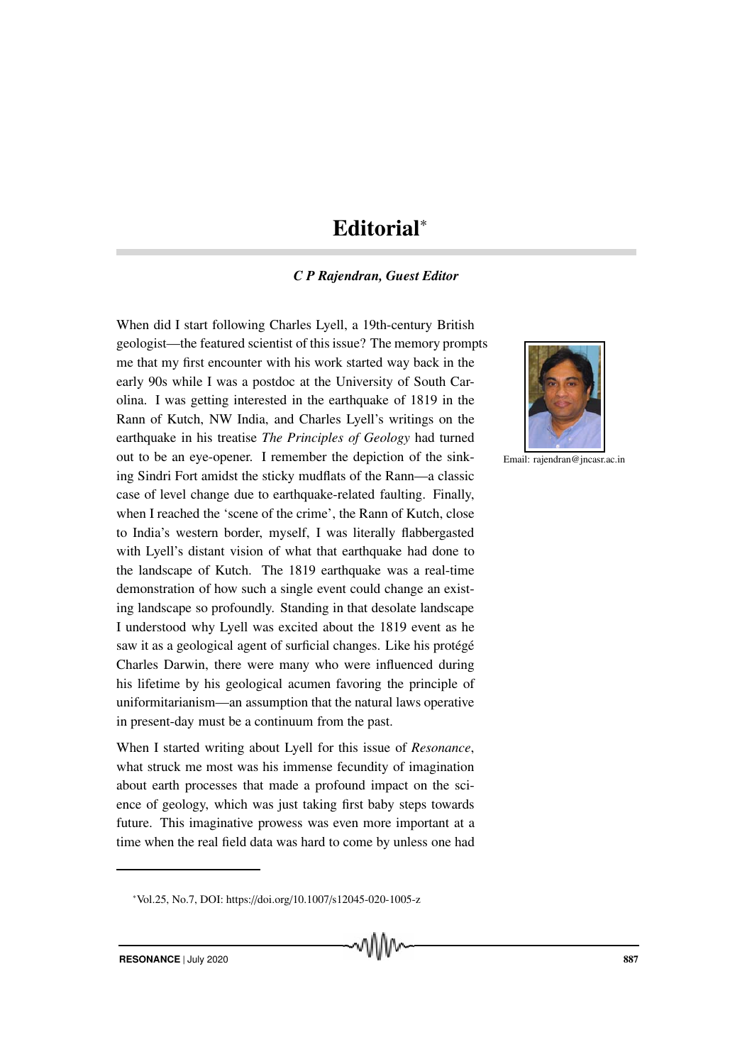# Editorial*

***C P Rajendran, Guest Editor***

Email: rajendran@jncasr.ac.in

When did I start following Charles Lyell, a 19th-century British geologist—the featured scientist of this issue? The memory prompts me that my first encounter with his work started way back in the early 90s while I was a postdoc at the University of South Carolina. I was getting interested in the earthquake of 1819 in the Rann of Kutch, NW India, and Charles Lyell's writings on the earthquake in his treatise *The Principles of Geology* had turned out to be an eye-opener. I remember the depiction of the sinking Sindri Fort amidst the sticky mudflats of the Rann—a classic case of level change due to earthquake-related faulting. Finally, when I reached the 'scene of the crime', the Rann of Kutch, close to India's western border, myself, I was literally flabbergasted with Lyell's distant vision of what that earthquake had done to the landscape of Kutch. The 1819 earthquake was a real-time demonstration of how such a single event could change an existing landscape so profoundly. Standing in that desolate landscape I understood why Lyell was excited about the 1819 event as he saw it as a geological agent of surficial changes. Like his protégé Charles Darwin, there were many who were influenced during his lifetime by his geological acumen favoring the principle of uniformitarianism—an assumption that the natural laws operative in present-day must be a continuum from the past.

When I started writing about Lyell for this issue of *Resonance*, what struck me most was his immense fecundity of imagination about earth processes that made a profound impact on the science of geology, which was just taking first baby steps towards future. This imaginative prowess was even more important at a time when the real field data was hard to come by unless one had

*Vol.25, No.7, DOI: https://doi.org/10.1007/s12045-020-1005-z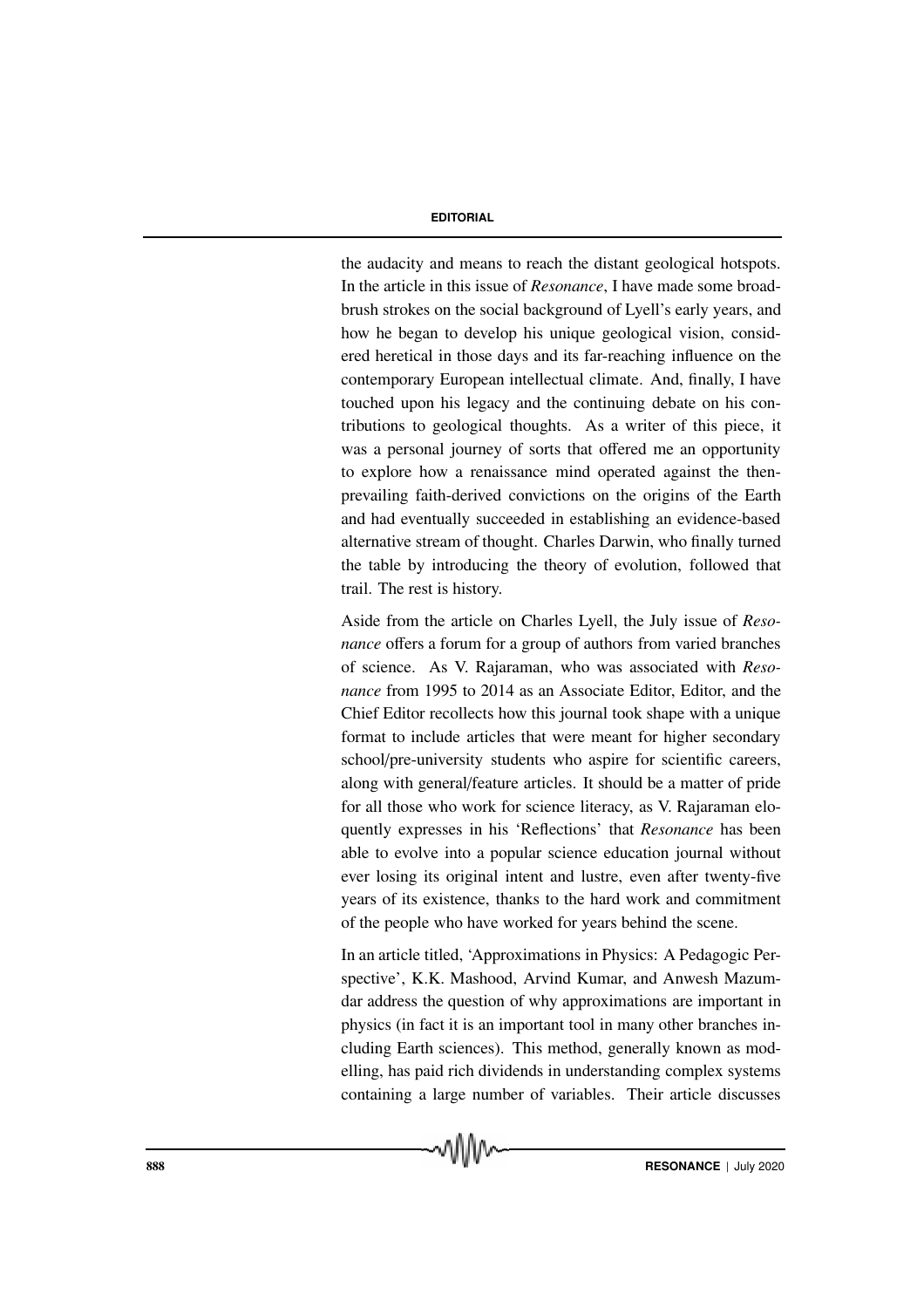the audacity and means to reach the distant geological hotspots. In the article in this issue of *Resonance*, I have made some broad-brush strokes on the social background of Lyell's early years, and how he began to develop his unique geological vision, considered heretical in those days and its far-reaching influence on the contemporary European intellectual climate. And, finally, I have touched upon his legacy and the continuing debate on his contributions to geological thoughts. As a writer of this piece, it was a personal journey of sorts that offered me an opportunity to explore how a renaissance mind operated against the then-prevailing faith-derived convictions on the origins of the Earth and had eventually succeeded in establishing an evidence-based alternative stream of thought. Charles Darwin, who finally turned the table by introducing the theory of evolution, followed that trail. The rest is history.

Aside from the article on Charles Lyell, the July issue of *Resonance* offers a forum for a group of authors from varied branches of science. As V. Rajaraman, who was associated with *Resonance* from 1995 to 2014 as an Associate Editor, Editor, and the Chief Editor recollects how this journal took shape with a unique format to include articles that were meant for higher secondary school/pre-university students who aspire for scientific careers, along with general/feature articles. It should be a matter of pride for all those who work for science literacy, as V. Rajaraman eloquently expresses in his 'Reflections' that *Resonance* has been able to evolve into a popular science education journal without ever losing its original intent and lustre, even after twenty-five years of its existence, thanks to the hard work and commitment of the people who have worked for years behind the scene.

In an article titled, 'Approximations in Physics: A Pedagogic Perspective', K.K. Mashood, Arvind Kumar, and Anwesh Mazumdar address the question of why approximations are important in physics (in fact it is an important tool in many other branches including Earth sciences). This method, generally known as modelling, has paid rich dividends in understanding complex systems containing a large number of variables. Their article discusses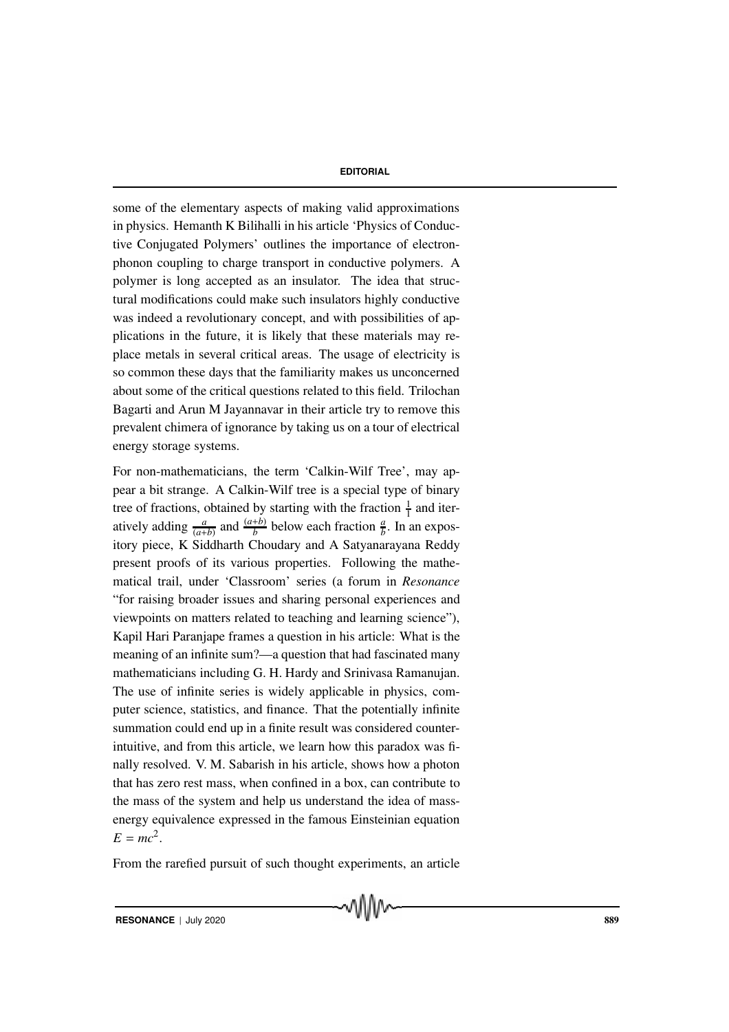some of the elementary aspects of making valid approximations in physics. Hemanth K Bilihalli in his article 'Physics of Conductive Conjugated Polymers' outlines the importance of electron-phonon coupling to charge transport in conductive polymers. A polymer is long accepted as an insulator. The idea that structural modifications could make such insulators highly conductive was indeed a revolutionary concept, and with possibilities of applications in the future, it is likely that these materials may replace metals in several critical areas. The usage of electricity is so common these days that the familiarity makes us unconcerned about some of the critical questions related to this field. Trilochan Bagarti and Arun M Jayannavar in their article try to remove this prevalent chimera of ignorance by taking us on a tour of electrical energy storage systems.

For non-mathematicians, the term 'Calkin-Wilf Tree', may appear a bit strange. A Calkin-Wilf tree is a special type of binary tree of fractions, obtained by starting with the fraction $\frac{1}{1}$ and iteratively adding $\frac{a}{(a+b)}$ and $\frac{(a+b)}{b}$ below each fraction $\frac{a}{b}$. In an expository piece, K Siddharth Choudary and A Satyanarayana Reddy present proofs of its various properties. Following the mathematical trail, under 'Classroom' series (a forum in *Resonance* "for raising broader issues and sharing personal experiences and viewpoints on matters related to teaching and learning science"), Kapil Hari Paranjape frames a question in his article: What is the meaning of an infinite sum?—a question that had fascinated many mathematicians including G. H. Hardy and Srinivasa Ramanujan. The use of infinite series is widely applicable in physics, computer science, statistics, and finance. That the potentially infinite summation could end up in a finite result was considered counter-intuitive, and from this article, we learn how this paradox was finally resolved. V. M. Sabarish in his article, shows how a photon that has zero rest mass, when confined in a box, can contribute to the mass of the system and help us understand the idea of mass-energy equivalence expressed in the famous Einsteinian equation $E = mc^2$.

From the rarefied pursuit of such thought experiments, an article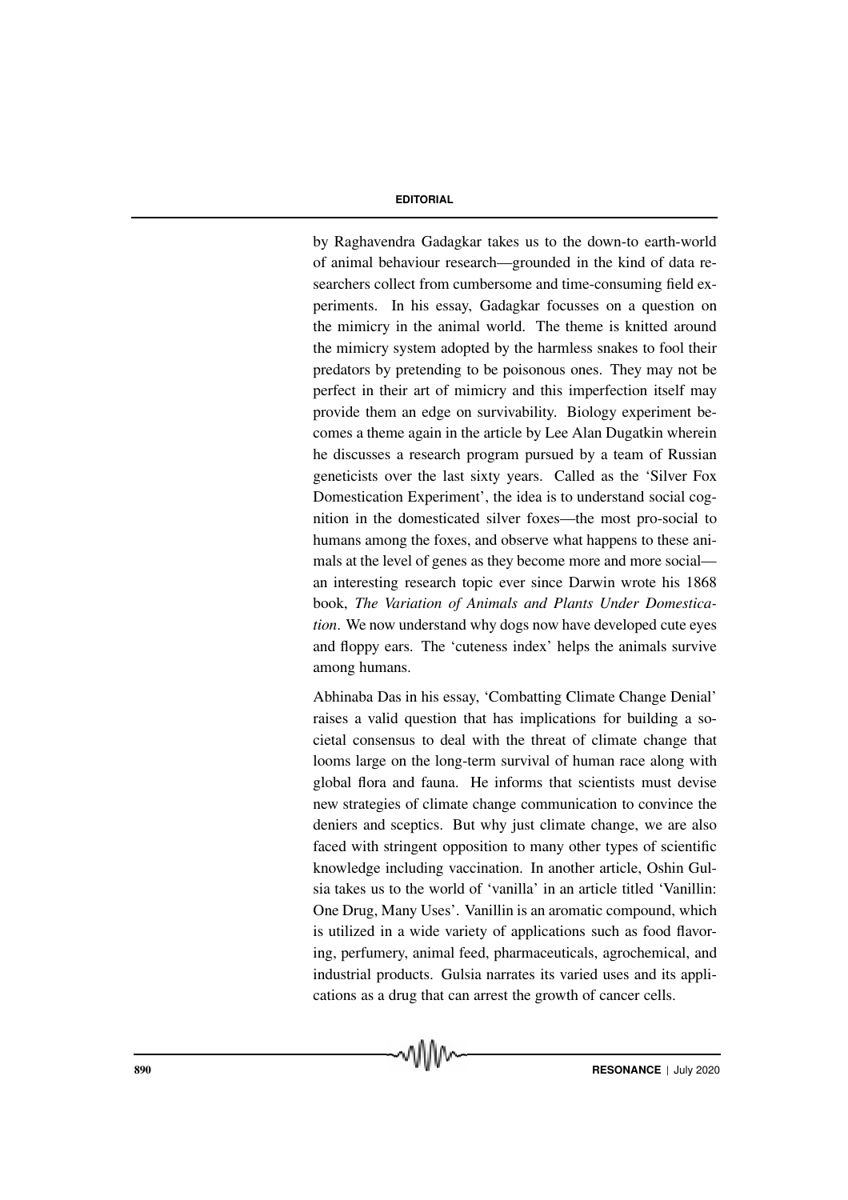by Raghavendra Gadagkar takes us to the down-to earth-world of animal behaviour research—grounded in the kind of data researchers collect from cumbersome and time-consuming field experiments. In his essay, Gadagkar focusses on a question on the mimicry in the animal world. The theme is knitted around the mimicry system adopted by the harmless snakes to fool their predators by pretending to be poisonous ones. They may not be perfect in their art of mimicry and this imperfection itself may provide them an edge on survivability. Biology experiment becomes a theme again in the article by Lee Alan Dugatkin wherein he discusses a research program pursued by a team of Russian geneticists over the last sixty years. Called as the 'Silver Fox Domestication Experiment', the idea is to understand social cognition in the domesticated silver foxes—the most pro-social to humans among the foxes, and observe what happens to these animals at the level of genes as they become more and more social—an interesting research topic ever since Darwin wrote his 1868 book, *The Variation of Animals and Plants Under Domestication*. We now understand why dogs now have developed cute eyes and floppy ears. The 'cuteness index' helps the animals survive among humans.

Abhinaba Das in his essay, 'Combatting Climate Change Denial' raises a valid question that has implications for building a societal consensus to deal with the threat of climate change that looms large on the long-term survival of human race along with global flora and fauna. He informs that scientists must devise new strategies of climate change communication to convince the deniers and sceptics. But why just climate change, we are also faced with stringent opposition to many other types of scientific knowledge including vaccination. In another article, Oshin Gulsia takes us to the world of 'vanilla' in an article titled 'Vanillin: One Drug, Many Uses'. Vanillin is an aromatic compound, which is utilized in a wide variety of applications such as food flavoring, perfumery, animal feed, pharmaceuticals, agrochemical, and industrial products. Gulsia narrates its varied uses and its applications as a drug that can arrest the growth of cancer cells.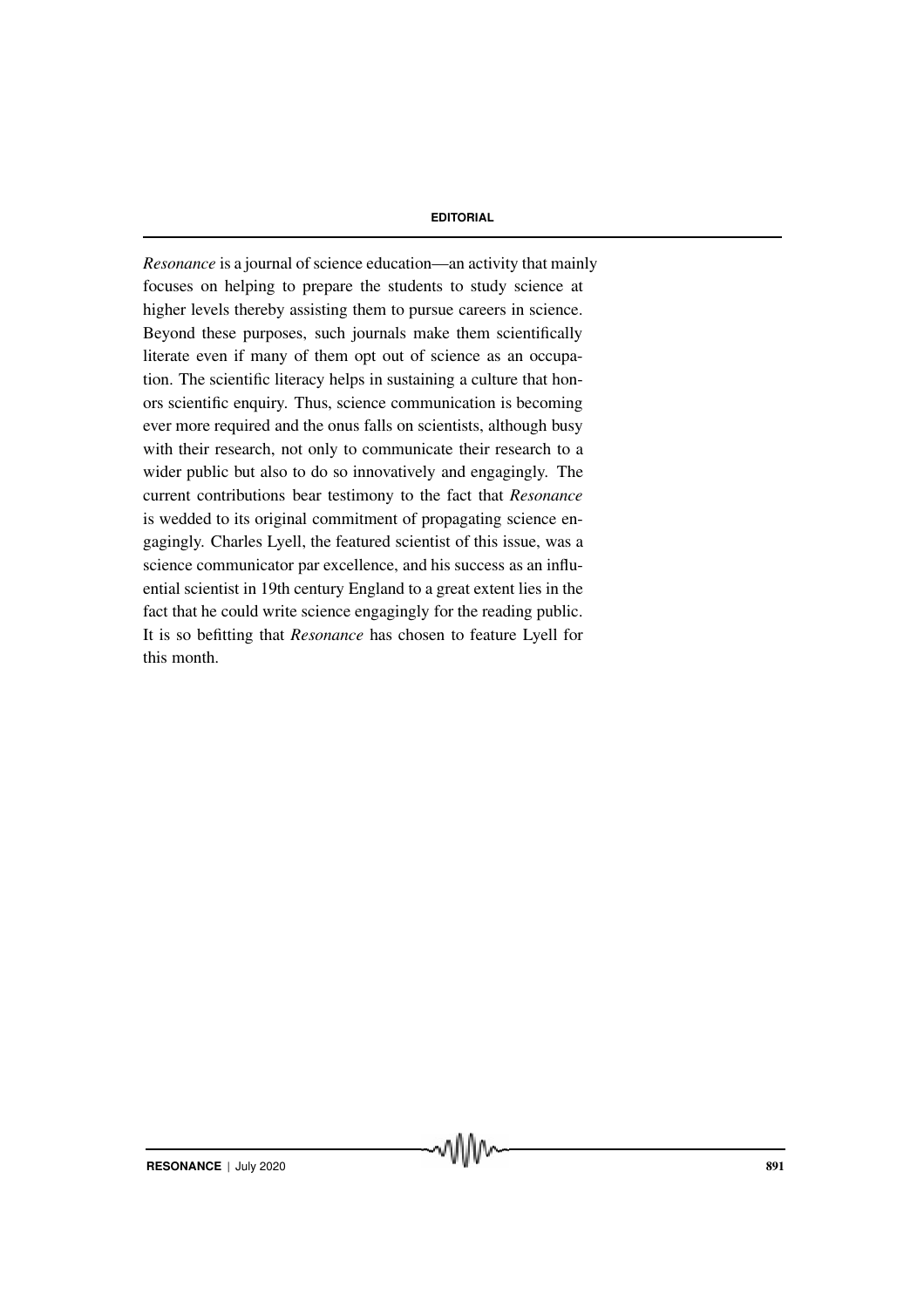## EDITORIAL

*Resonance* is a journal of science education—an activity that mainly focuses on helping to prepare the students to study science at higher levels thereby assisting them to pursue careers in science. Beyond these purposes, such journals make them scientifically literate even if many of them opt out of science as an occupation. The scientific literacy helps in sustaining a culture that honors scientific enquiry. Thus, science communication is becoming ever more required and the onus falls on scientists, although busy with their research, not only to communicate their research to a wider public but also to do so innovatively and engagingly. The current contributions bear testimony to the fact that *Resonance* is wedded to its original commitment of propagating science engagingly. Charles Lyell, the featured scientist of this issue, was a science communicator par excellence, and his success as an influential scientist in 19th century England to a great extent lies in the fact that he could write science engagingly for the reading public. It is so befitting that *Resonance* has chosen to feature Lyell for this month.